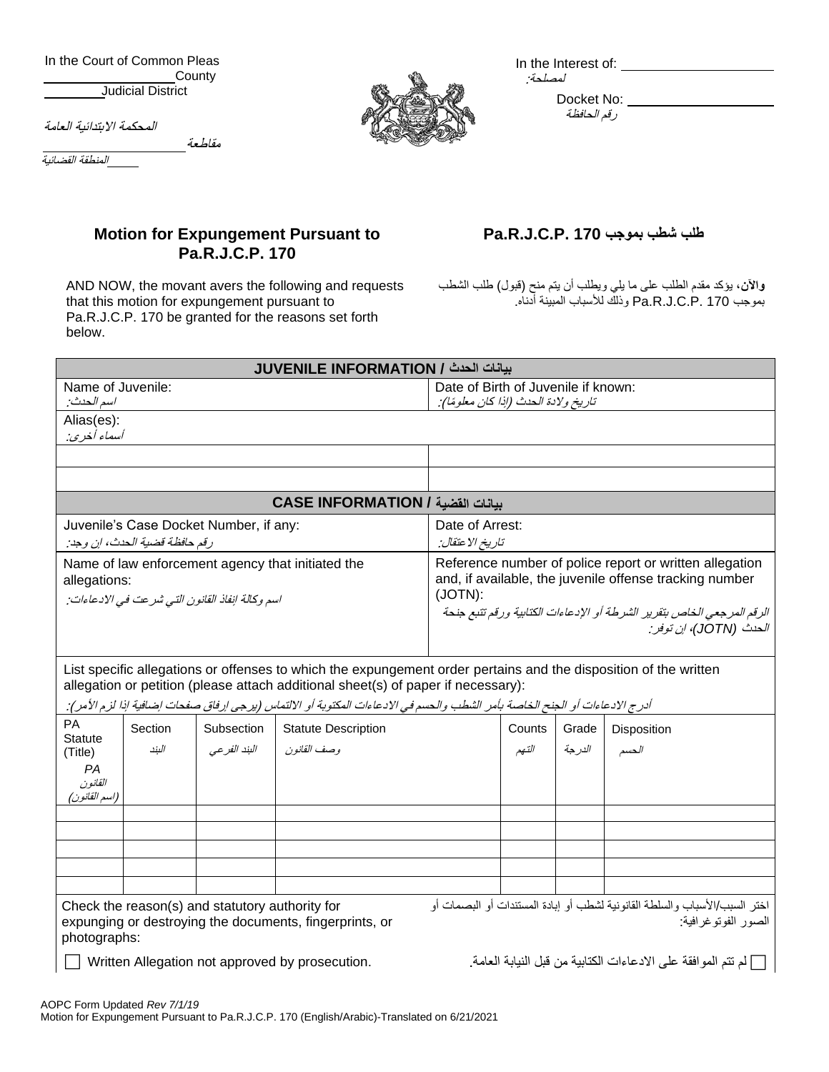In the Court of Common Pleas
_________________ County
________ Judicial District

المحكمة الابتدائية العامة
مقاطعة _________________
_____ المنطقة القضائية

In the Interest of: ____________________
لمصلحة:

Docket No: ____________________
رقم الحافظة

## Motion for Expungement Pursuant to Pa.R.J.C.P. 170

## طلب شطب بموجب Pa.R.J.C.P. 170

AND NOW, the movant avers the following and requests that this motion for expungement pursuant to Pa.R.J.C.P. 170 be granted for the reasons set forth below.

**والآن**، يؤكد مقدم الطلب على ما يلي ويطلب أن يتم منح (قبول) طلب الشطب بموجب Pa.R.J.C.P. 170 وذلك للأسباب المبينة أدناه.

| **JUVENILE INFORMATION / بيانات الحدث** | |
|---|---|
| Name of Juvenile:<br>اسم الحدث: | Date of Birth of Juvenile if known:<br>تاريخ ولادة الحدث (إذا كان معلومًا): |
| Alias(es):<br>أسماء أخرى: | |
| | |
| | |
| **CASE INFORMATION / بيانات القضية** | |
| Juvenile's Case Docket Number, if any:<br>رقم حافظة قضية الحدث، إن وجد: | Date of Arrest:<br>تاريخ الاعتقال: |
| Name of law enforcement agency that initiated the allegations:<br>اسم وكالة إنفاذ القانون التي شرعت في الادعاءات: | Reference number of police report or written allegation and, if available, the juvenile offense tracking number (JOTN):<br>الرقم المرجعي الخاص بتقرير الشرطة أو الإدعاءات الكتابية ورقم تتبع جنحة الحدث (JOTN)، إن توفر: |

List specific allegations or offenses to which the expungement order pertains and the disposition of the written allegation or petition (please attach additional sheet(s) of paper if necessary):

أدرج الادعاءات أو الجنح الخاصة بأمر الشطب والحسم في الادعاءات المكتوبة أو الالتماس (يرجى إرفاق صفحات إضافية إذا لزم الأمر):

| PA Statute (Title)<br>PA القانون (اسم القانون) | Section<br>البند | Subsection<br>البند الفرعي | Statute Description<br>وصف القانون | Counts<br>التهم | Grade<br>الدرجة | Disposition<br>الحسم |
|---|---|---|---|---|---|---|
| | | | | | | |
| | | | | | | |
| | | | | | | |
| | | | | | | |
| | | | | | | |

Check the reason(s) and statutory authority for expunging or destroying the documents, fingerprints, or photographs:

اختر السبب/الأسباب والسلطة القانونية لشطب أو إبادة المستندات أو البصمات أو الصور الفوتوغرافية:

☐ Written Allegation not approved by prosecution.

☐ لم تتم الموافقة على الادعاءات الكتابية من قبل النيابة العامة.

AOPC Form Updated *Rev 7/1/19*
Motion for Expungement Pursuant to Pa.R.J.C.P. 170 (English/Arabic)-Translated on 6/21/2021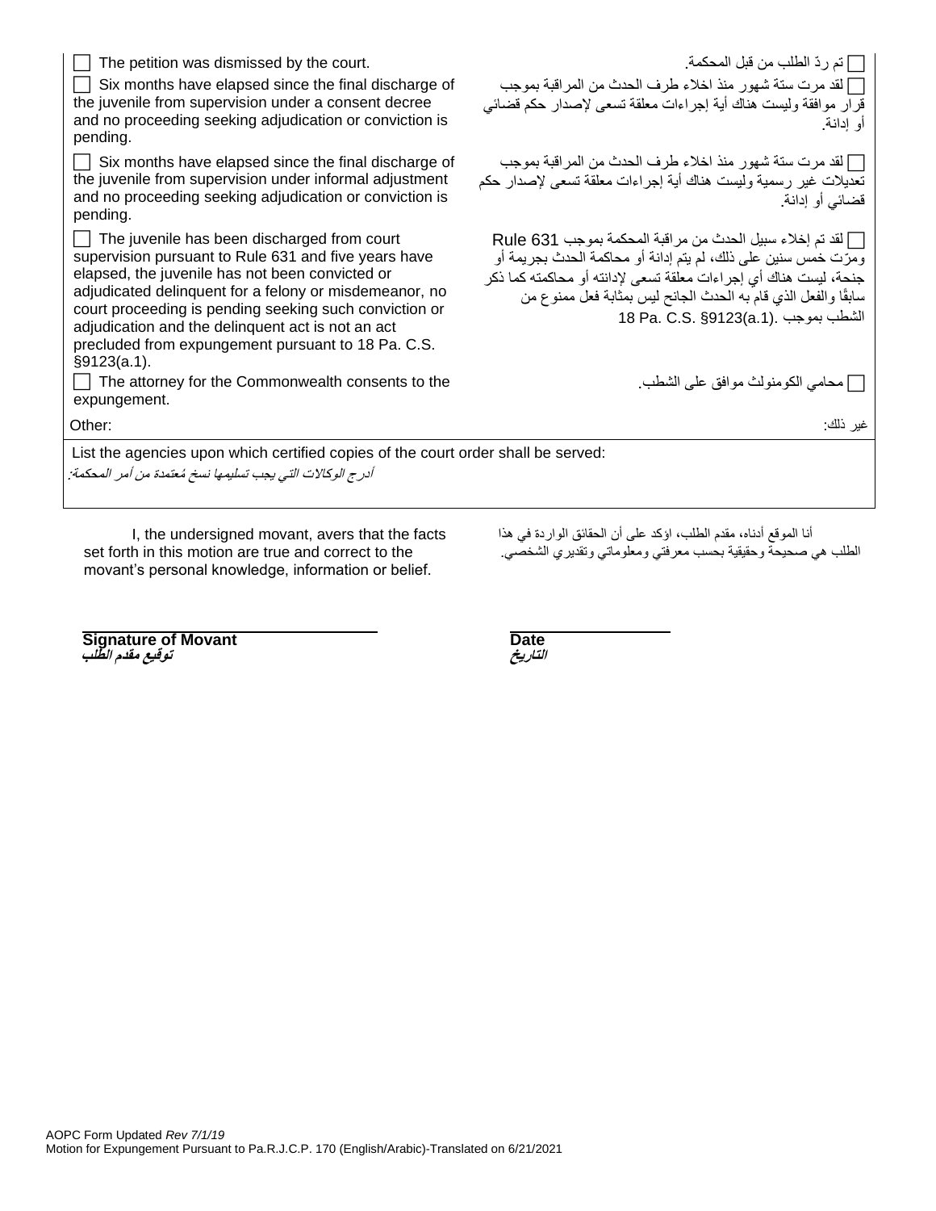| | |
|---|---|
| ☐ The petition was dismissed by the court. | ☐ تم ردّ الطلب من قبل المحكمة. |
| ☐ Six months have elapsed since the final discharge of the juvenile from supervision under a consent decree and no proceeding seeking adjudication or conviction is pending. | ☐ لقد مرت ستة شهور منذ اخلاء طرف الحدث من المراقبة بموجب قرار موافقة وليست هناك أية إجراءات معلقة تسعى لإصدار حكم قضائي أو إدانة. |
| ☐ Six months have elapsed since the final discharge of the juvenile from supervision under informal adjustment and no proceeding seeking adjudication or conviction is pending. | ☐ لقد مرت ستة شهور منذ اخلاء طرف الحدث من المراقبة بموجب تعديلات غير رسمية وليست هناك أية إجراءات معلقة تسعى لإصدار حكم قضائي أو إدانة. |
| ☐ The juvenile has been discharged from court supervision pursuant to Rule 631 and five years have elapsed, the juvenile has not been convicted or adjudicated delinquent for a felony or misdemeanor, no court proceeding is pending seeking such conviction or adjudication and the delinquent act is not an act precluded from expungement pursuant to 18 Pa. C.S. §9123(a.1). | ☐ لقد تم إخلاء سبيل الحدث من مراقبة المحكمة بموجب Rule 631 ومرّت خمس سنين على ذلك، لم يتم إدانة أو محاكمة الحدث بجريمة أو جنحة، ليست هناك أي إجراءات معلقة تسعى لإدانته أو محاكمته كما ذكر سابقًا والفعل الذي قام به الحدث الجانح ليس بمثابة فعل ممنوع من الشطب بموجب .18 Pa. C.S. §9123(a.1) |
| ☐ The attorney for the Commonwealth consents to the expungement. | ☐ محامي الكومنولث موافق على الشطب. |
| Other: | غير ذلك: |

List the agencies upon which certified copies of the court order shall be served:

*أدرج الوكالات التي يجب تسليمها نسخ مُعتمدة من أمر المحكمة:*

I, the undersigned movant, avers that the facts set forth in this motion are true and correct to the movant's personal knowledge, information or belief.

أنا الموقع أدناه، مقدم الطلب، اؤكد على أن الحقائق الواردة في هذا الطلب هي صحيحة وحقيقية بحسب معرفتي ومعلوماتي وتقديري الشخصي.

**Signature of Movant**
***توقيع مقدم الطلب***

**Date**
***التاريخ***

AOPC Form Updated *Rev 7/1/19*
Motion for Expungement Pursuant to Pa.R.J.C.P. 170 (English/Arabic)-Translated on 6/21/2021